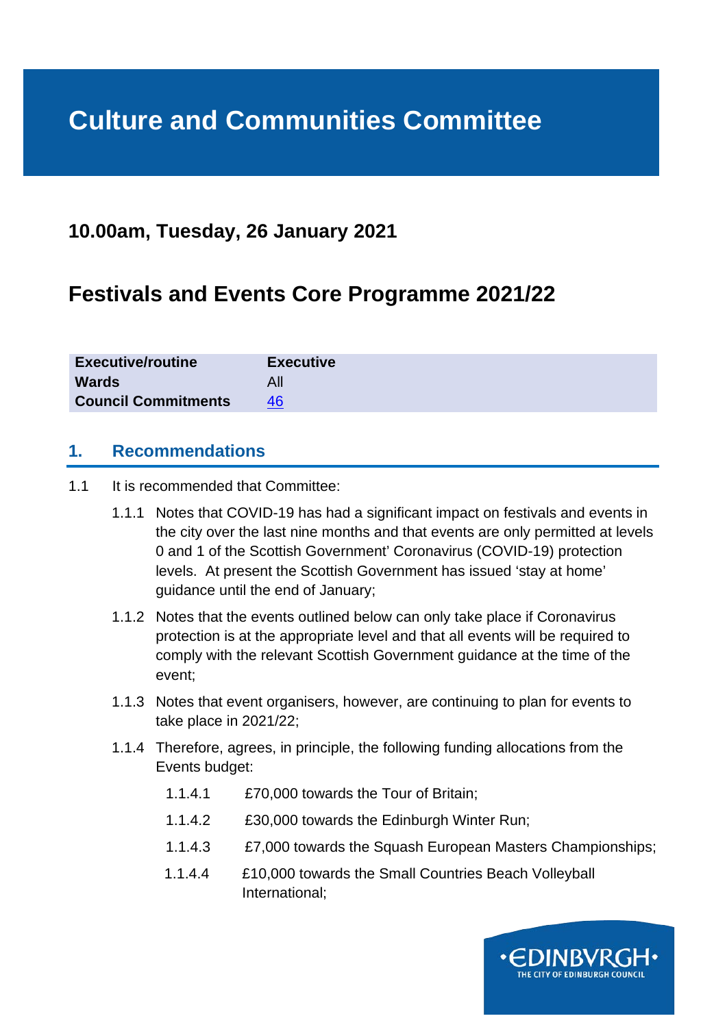# Culture and Communities Committee

## 10.00am, Tuesday, 26 January 2021

## Festivals and Events Core Programme 2021/22

| **Executive/routine** | **Executive** |
|---|---|
| **Wards** | All |
| **Council Commitments** | [46]() |

## 1. Recommendations

1.1 It is recommended that Committee:

1.1.1 Notes that COVID-19 has had a significant impact on festivals and events in the city over the last nine months and that events are only permitted at levels 0 and 1 of the Scottish Government' Coronavirus (COVID-19) protection levels. At present the Scottish Government has issued 'stay at home' guidance until the end of January;

1.1.2 Notes that the events outlined below can only take place if Coronavirus protection is at the appropriate level and that all events will be required to comply with the relevant Scottish Government guidance at the time of the event;

1.1.3 Notes that event organisers, however, are continuing to plan for events to take place in 2021/22;

1.1.4 Therefore, agrees, in principle, the following funding allocations from the Events budget:

1.1.4.1 £70,000 towards the Tour of Britain;

1.1.4.2 £30,000 towards the Edinburgh Winter Run;

1.1.4.3 £7,000 towards the Squash European Masters Championships;

1.1.4.4 £10,000 towards the Small Countries Beach Volleyball International;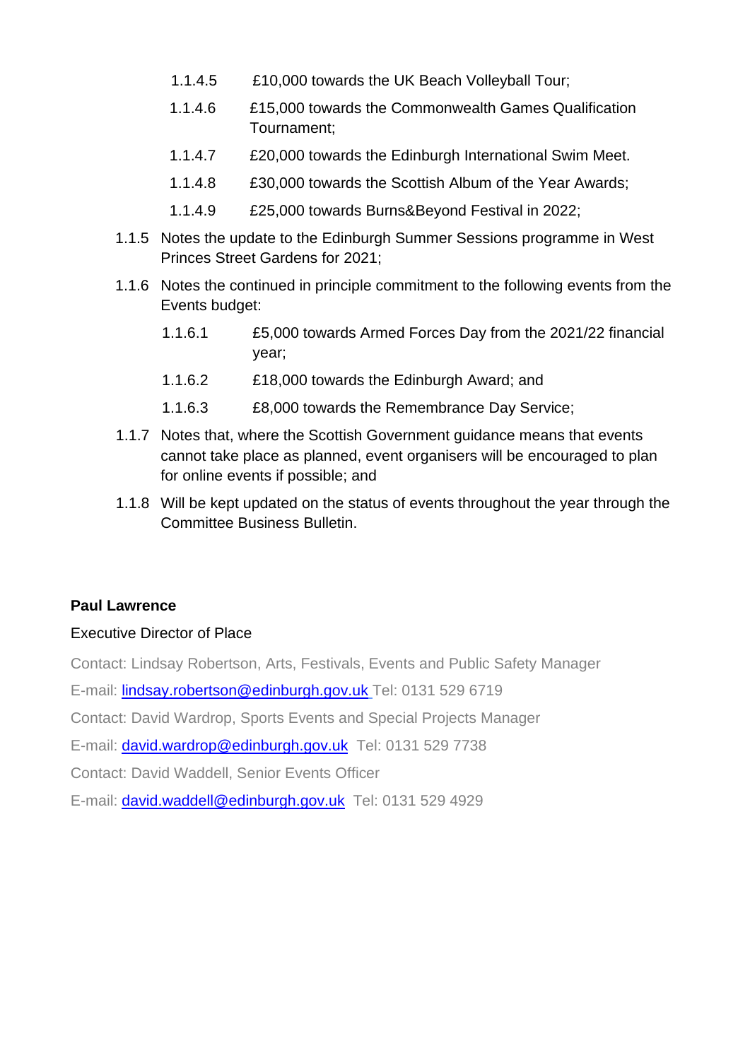1.1.4.5 £10,000 towards the UK Beach Volleyball Tour;

1.1.4.6 £15,000 towards the Commonwealth Games Qualification Tournament;

1.1.4.7 £20,000 towards the Edinburgh International Swim Meet.

1.1.4.8 £30,000 towards the Scottish Album of the Year Awards;

1.1.4.9 £25,000 towards Burns&Beyond Festival in 2022;

1.1.5 Notes the update to the Edinburgh Summer Sessions programme in West Princes Street Gardens for 2021;

1.1.6 Notes the continued in principle commitment to the following events from the Events budget:

1.1.6.1 £5,000 towards Armed Forces Day from the 2021/22 financial year;

1.1.6.2 £18,000 towards the Edinburgh Award; and

1.1.6.3 £8,000 towards the Remembrance Day Service;

1.1.7 Notes that, where the Scottish Government guidance means that events cannot take place as planned, event organisers will be encouraged to plan for online events if possible; and

1.1.8 Will be kept updated on the status of events throughout the year through the Committee Business Bulletin.

**Paul Lawrence**

Executive Director of Place

Contact: Lindsay Robertson, Arts, Festivals, Events and Public Safety Manager

E-mail: lindsay.robertson@edinburgh.gov.uk Tel: 0131 529 6719

Contact: David Wardrop, Sports Events and Special Projects Manager

E-mail: david.wardrop@edinburgh.gov.uk Tel: 0131 529 7738

Contact: David Waddell, Senior Events Officer

E-mail: david.waddell@edinburgh.gov.uk Tel: 0131 529 4929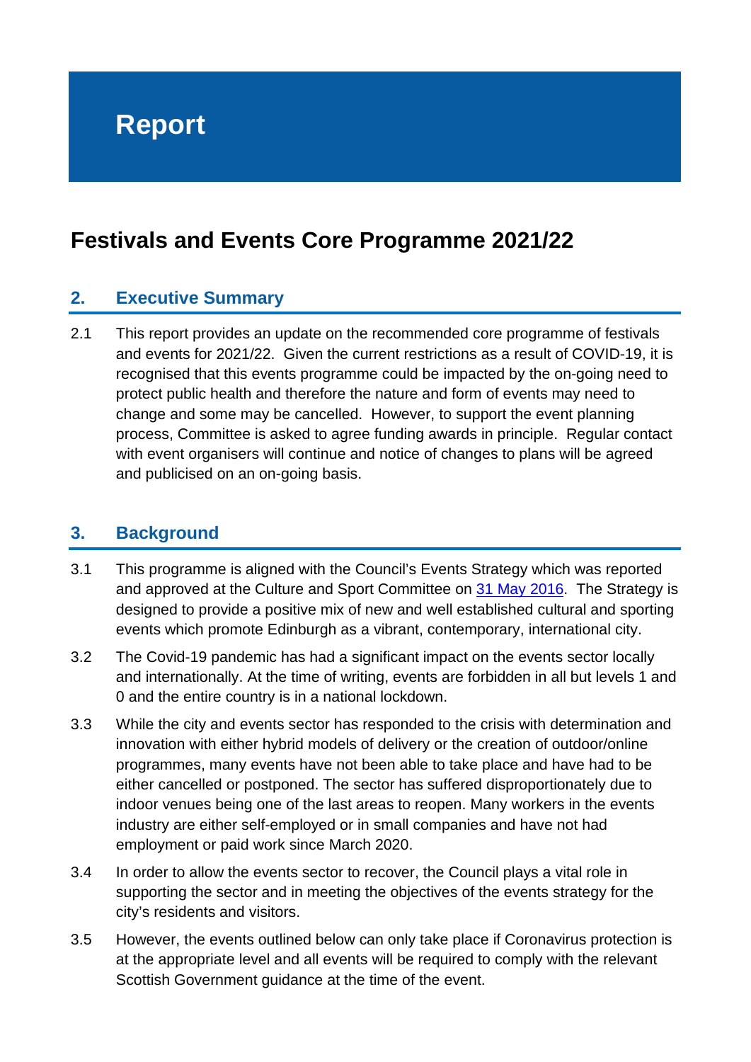# Report

# Festivals and Events Core Programme 2021/22

## 2. Executive Summary

2.1 This report provides an update on the recommended core programme of festivals and events for 2021/22. Given the current restrictions as a result of COVID-19, it is recognised that this events programme could be impacted by the on-going need to protect public health and therefore the nature and form of events may need to change and some may be cancelled. However, to support the event planning process, Committee is asked to agree funding awards in principle. Regular contact with event organisers will continue and notice of changes to plans will be agreed and publicised on an on-going basis.

## 3. Background

3.1 This programme is aligned with the Council's Events Strategy which was reported and approved at the Culture and Sport Committee on [31 May 2016](). The Strategy is designed to provide a positive mix of new and well established cultural and sporting events which promote Edinburgh as a vibrant, contemporary, international city.

3.2 The Covid-19 pandemic has had a significant impact on the events sector locally and internationally. At the time of writing, events are forbidden in all but levels 1 and 0 and the entire country is in a national lockdown.

3.3 While the city and events sector has responded to the crisis with determination and innovation with either hybrid models of delivery or the creation of outdoor/online programmes, many events have not been able to take place and have had to be either cancelled or postponed. The sector has suffered disproportionately due to indoor venues being one of the last areas to reopen. Many workers in the events industry are either self-employed or in small companies and have not had employment or paid work since March 2020.

3.4 In order to allow the events sector to recover, the Council plays a vital role in supporting the sector and in meeting the objectives of the events strategy for the city's residents and visitors.

3.5 However, the events outlined below can only take place if Coronavirus protection is at the appropriate level and all events will be required to comply with the relevant Scottish Government guidance at the time of the event.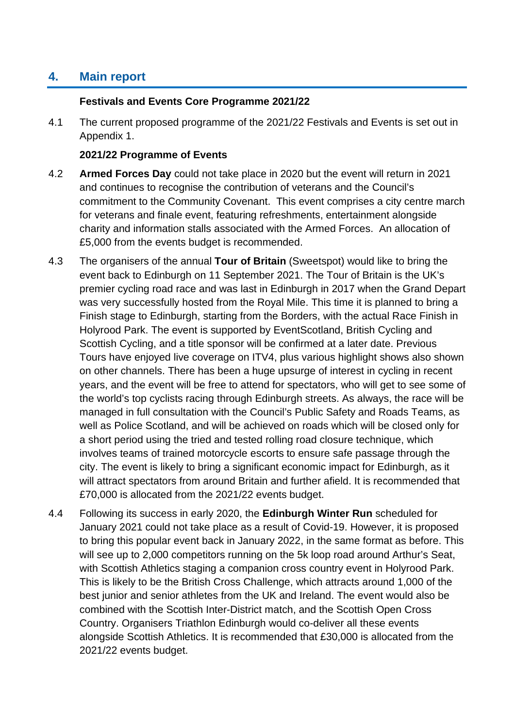## 4. Main report

**Festivals and Events Core Programme 2021/22**

4.1 The current proposed programme of the 2021/22 Festivals and Events is set out in Appendix 1.

**2021/22 Programme of Events**

4.2 **Armed Forces Day** could not take place in 2020 but the event will return in 2021 and continues to recognise the contribution of veterans and the Council's commitment to the Community Covenant. This event comprises a city centre march for veterans and finale event, featuring refreshments, entertainment alongside charity and information stalls associated with the Armed Forces. An allocation of £5,000 from the events budget is recommended.

4.3 The organisers of the annual **Tour of Britain** (Sweetspot) would like to bring the event back to Edinburgh on 11 September 2021. The Tour of Britain is the UK's premier cycling road race and was last in Edinburgh in 2017 when the Grand Depart was very successfully hosted from the Royal Mile. This time it is planned to bring a Finish stage to Edinburgh, starting from the Borders, with the actual Race Finish in Holyrood Park. The event is supported by EventScotland, British Cycling and Scottish Cycling, and a title sponsor will be confirmed at a later date. Previous Tours have enjoyed live coverage on ITV4, plus various highlight shows also shown on other channels. There has been a huge upsurge of interest in cycling in recent years, and the event will be free to attend for spectators, who will get to see some of the world's top cyclists racing through Edinburgh streets. As always, the race will be managed in full consultation with the Council's Public Safety and Roads Teams, as well as Police Scotland, and will be achieved on roads which will be closed only for a short period using the tried and tested rolling road closure technique, which involves teams of trained motorcycle escorts to ensure safe passage through the city. The event is likely to bring a significant economic impact for Edinburgh, as it will attract spectators from around Britain and further afield. It is recommended that £70,000 is allocated from the 2021/22 events budget.

4.4 Following its success in early 2020, the **Edinburgh Winter Run** scheduled for January 2021 could not take place as a result of Covid-19. However, it is proposed to bring this popular event back in January 2022, in the same format as before. This will see up to 2,000 competitors running on the 5k loop road around Arthur's Seat, with Scottish Athletics staging a companion cross country event in Holyrood Park. This is likely to be the British Cross Challenge, which attracts around 1,000 of the best junior and senior athletes from the UK and Ireland. The event would also be combined with the Scottish Inter-District match, and the Scottish Open Cross Country. Organisers Triathlon Edinburgh would co-deliver all these events alongside Scottish Athletics. It is recommended that £30,000 is allocated from the 2021/22 events budget.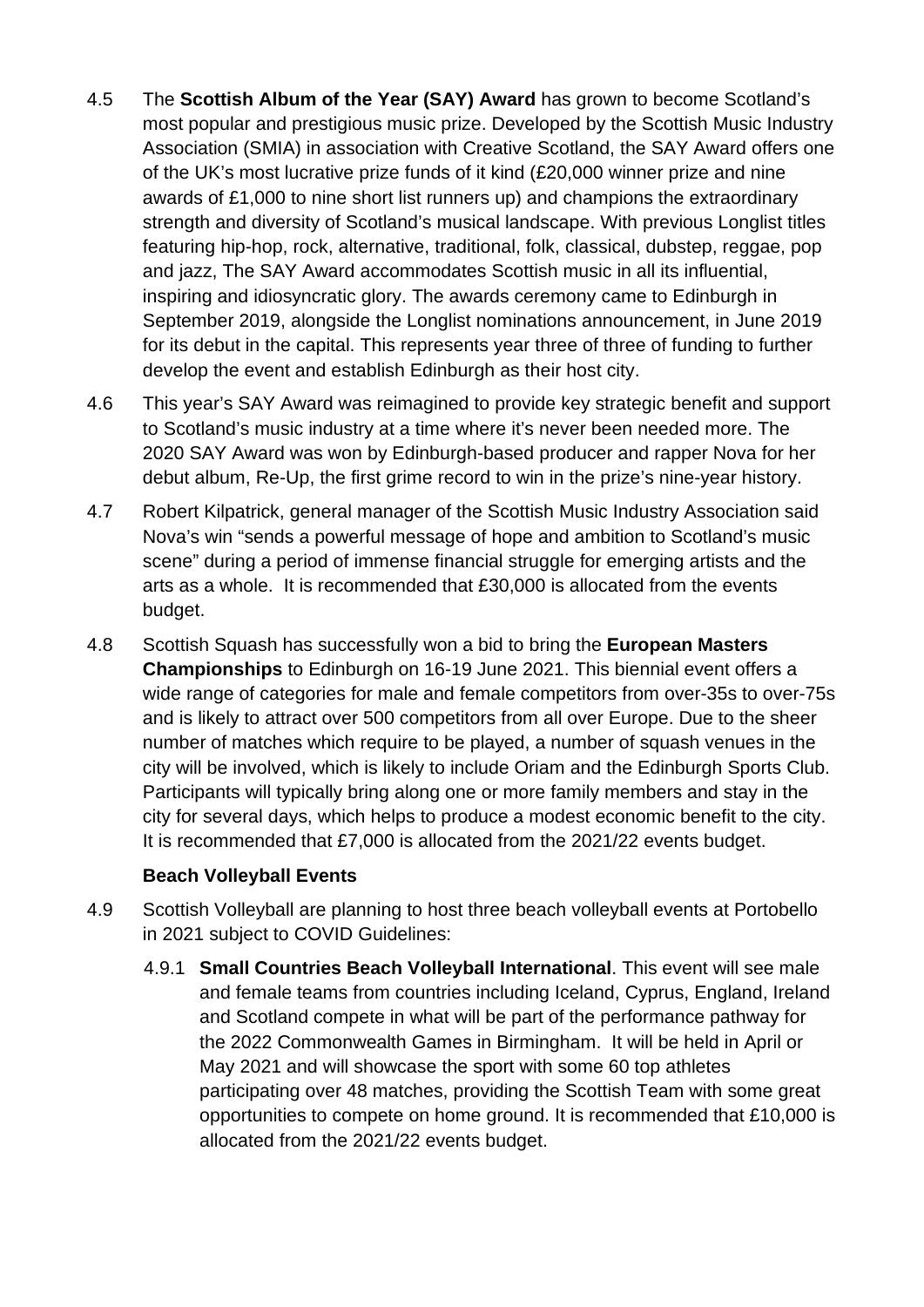4.5 The **Scottish Album of the Year (SAY) Award** has grown to become Scotland's most popular and prestigious music prize. Developed by the Scottish Music Industry Association (SMIA) in association with Creative Scotland, the SAY Award offers one of the UK's most lucrative prize funds of it kind (£20,000 winner prize and nine awards of £1,000 to nine short list runners up) and champions the extraordinary strength and diversity of Scotland's musical landscape. With previous Longlist titles featuring hip-hop, rock, alternative, traditional, folk, classical, dubstep, reggae, pop and jazz, The SAY Award accommodates Scottish music in all its influential, inspiring and idiosyncratic glory. The awards ceremony came to Edinburgh in September 2019, alongside the Longlist nominations announcement, in June 2019 for its debut in the capital. This represents year three of three of funding to further develop the event and establish Edinburgh as their host city.

4.6 This year's SAY Award was reimagined to provide key strategic benefit and support to Scotland's music industry at a time where it's never been needed more. The 2020 SAY Award was won by Edinburgh-based producer and rapper Nova for her debut album, Re-Up, the first grime record to win in the prize's nine-year history.

4.7 Robert Kilpatrick, general manager of the Scottish Music Industry Association said Nova's win "sends a powerful message of hope and ambition to Scotland's music scene" during a period of immense financial struggle for emerging artists and the arts as a whole. It is recommended that £30,000 is allocated from the events budget.

4.8 Scottish Squash has successfully won a bid to bring the **European Masters Championships** to Edinburgh on 16-19 June 2021. This biennial event offers a wide range of categories for male and female competitors from over-35s to over-75s and is likely to attract over 500 competitors from all over Europe. Due to the sheer number of matches which require to be played, a number of squash venues in the city will be involved, which is likely to include Oriam and the Edinburgh Sports Club. Participants will typically bring along one or more family members and stay in the city for several days, which helps to produce a modest economic benefit to the city. It is recommended that £7,000 is allocated from the 2021/22 events budget.

**Beach Volleyball Events**

4.9 Scottish Volleyball are planning to host three beach volleyball events at Portobello in 2021 subject to COVID Guidelines:

4.9.1 **Small Countries Beach Volleyball International**. This event will see male and female teams from countries including Iceland, Cyprus, England, Ireland and Scotland compete in what will be part of the performance pathway for the 2022 Commonwealth Games in Birmingham. It will be held in April or May 2021 and will showcase the sport with some 60 top athletes participating over 48 matches, providing the Scottish Team with some great opportunities to compete on home ground. It is recommended that £10,000 is allocated from the 2021/22 events budget.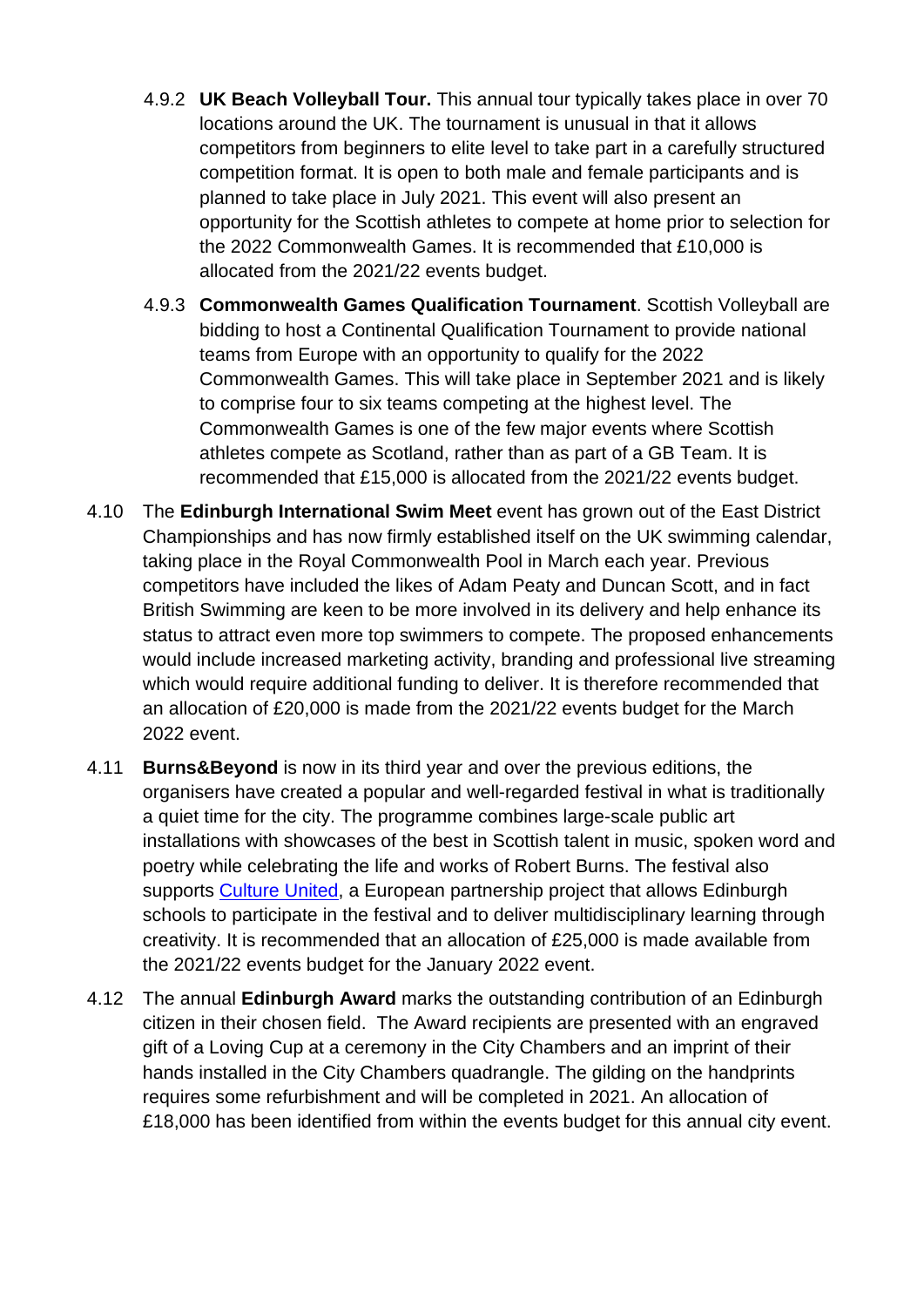4.9.2 **UK Beach Volleyball Tour.** This annual tour typically takes place in over 70 locations around the UK. The tournament is unusual in that it allows competitors from beginners to elite level to take part in a carefully structured competition format. It is open to both male and female participants and is planned to take place in July 2021. This event will also present an opportunity for the Scottish athletes to compete at home prior to selection for the 2022 Commonwealth Games. It is recommended that £10,000 is allocated from the 2021/22 events budget.

4.9.3 **Commonwealth Games Qualification Tournament**. Scottish Volleyball are bidding to host a Continental Qualification Tournament to provide national teams from Europe with an opportunity to qualify for the 2022 Commonwealth Games. This will take place in September 2021 and is likely to comprise four to six teams competing at the highest level. The Commonwealth Games is one of the few major events where Scottish athletes compete as Scotland, rather than as part of a GB Team. It is recommended that £15,000 is allocated from the 2021/22 events budget.

4.10 The **Edinburgh International Swim Meet** event has grown out of the East District Championships and has now firmly established itself on the UK swimming calendar, taking place in the Royal Commonwealth Pool in March each year. Previous competitors have included the likes of Adam Peaty and Duncan Scott, and in fact British Swimming are keen to be more involved in its delivery and help enhance its status to attract even more top swimmers to compete. The proposed enhancements would include increased marketing activity, branding and professional live streaming which would require additional funding to deliver. It is therefore recommended that an allocation of £20,000 is made from the 2021/22 events budget for the March 2022 event.

4.11 **Burns&Beyond** is now in its third year and over the previous editions, the organisers have created a popular and well-regarded festival in what is traditionally a quiet time for the city. The programme combines large-scale public art installations with showcases of the best in Scottish talent in music, spoken word and poetry while celebrating the life and works of Robert Burns. The festival also supports Culture United, a European partnership project that allows Edinburgh schools to participate in the festival and to deliver multidisciplinary learning through creativity. It is recommended that an allocation of £25,000 is made available from the 2021/22 events budget for the January 2022 event.

4.12 The annual **Edinburgh Award** marks the outstanding contribution of an Edinburgh citizen in their chosen field. The Award recipients are presented with an engraved gift of a Loving Cup at a ceremony in the City Chambers and an imprint of their hands installed in the City Chambers quadrangle. The gilding on the handprints requires some refurbishment and will be completed in 2021. An allocation of £18,000 has been identified from within the events budget for this annual city event.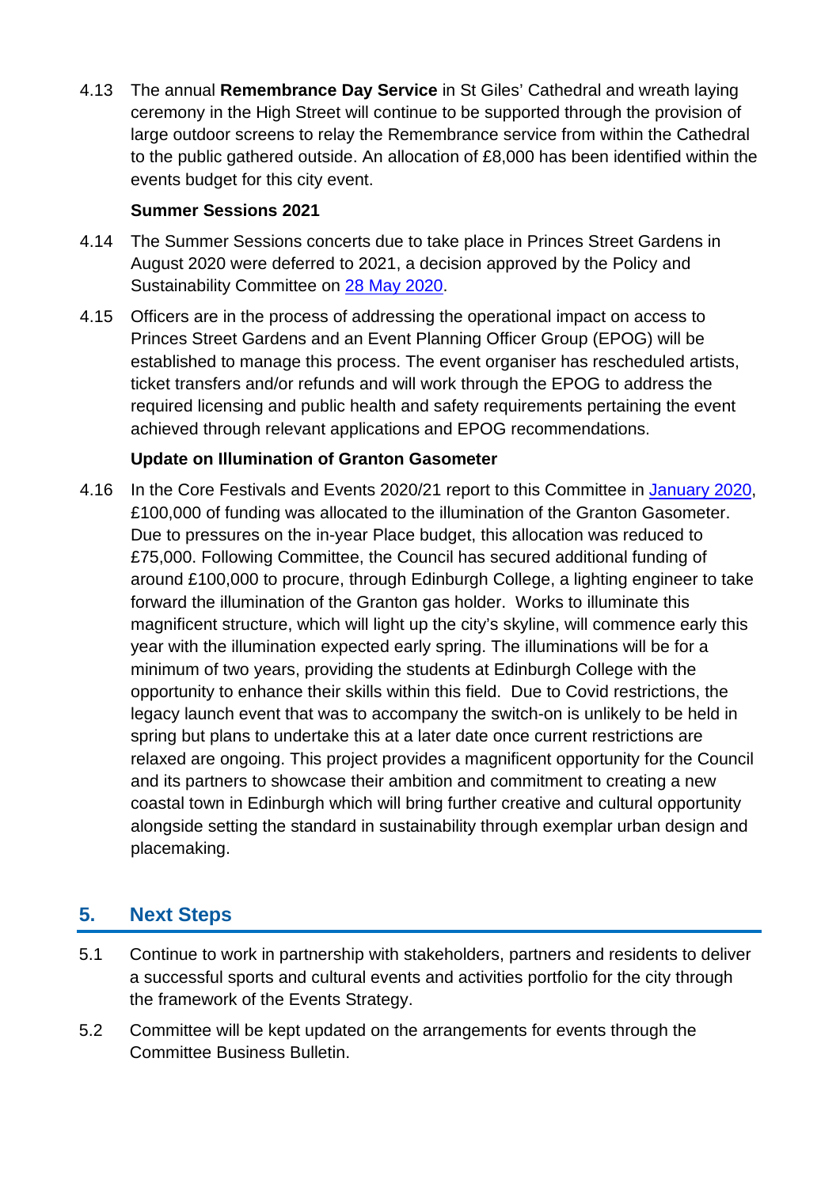4.13 The annual **Remembrance Day Service** in St Giles' Cathedral and wreath laying ceremony in the High Street will continue to be supported through the provision of large outdoor screens to relay the Remembrance service from within the Cathedral to the public gathered outside. An allocation of £8,000 has been identified within the events budget for this city event.

**Summer Sessions 2021**

4.14 The Summer Sessions concerts due to take place in Princes Street Gardens in August 2020 were deferred to 2021, a decision approved by the Policy and Sustainability Committee on 28 May 2020.

4.15 Officers are in the process of addressing the operational impact on access to Princes Street Gardens and an Event Planning Officer Group (EPOG) will be established to manage this process. The event organiser has rescheduled artists, ticket transfers and/or refunds and will work through the EPOG to address the required licensing and public health and safety requirements pertaining the event achieved through relevant applications and EPOG recommendations.

**Update on Illumination of Granton Gasometer**

4.16 In the Core Festivals and Events 2020/21 report to this Committee in January 2020, £100,000 of funding was allocated to the illumination of the Granton Gasometer. Due to pressures on the in-year Place budget, this allocation was reduced to £75,000. Following Committee, the Council has secured additional funding of around £100,000 to procure, through Edinburgh College, a lighting engineer to take forward the illumination of the Granton gas holder. Works to illuminate this magnificent structure, which will light up the city's skyline, will commence early this year with the illumination expected early spring. The illuminations will be for a minimum of two years, providing the students at Edinburgh College with the opportunity to enhance their skills within this field. Due to Covid restrictions, the legacy launch event that was to accompany the switch-on is unlikely to be held in spring but plans to undertake this at a later date once current restrictions are relaxed are ongoing. This project provides a magnificent opportunity for the Council and its partners to showcase their ambition and commitment to creating a new coastal town in Edinburgh which will bring further creative and cultural opportunity alongside setting the standard in sustainability through exemplar urban design and placemaking.

## 5. Next Steps

5.1 Continue to work in partnership with stakeholders, partners and residents to deliver a successful sports and cultural events and activities portfolio for the city through the framework of the Events Strategy.

5.2 Committee will be kept updated on the arrangements for events through the Committee Business Bulletin.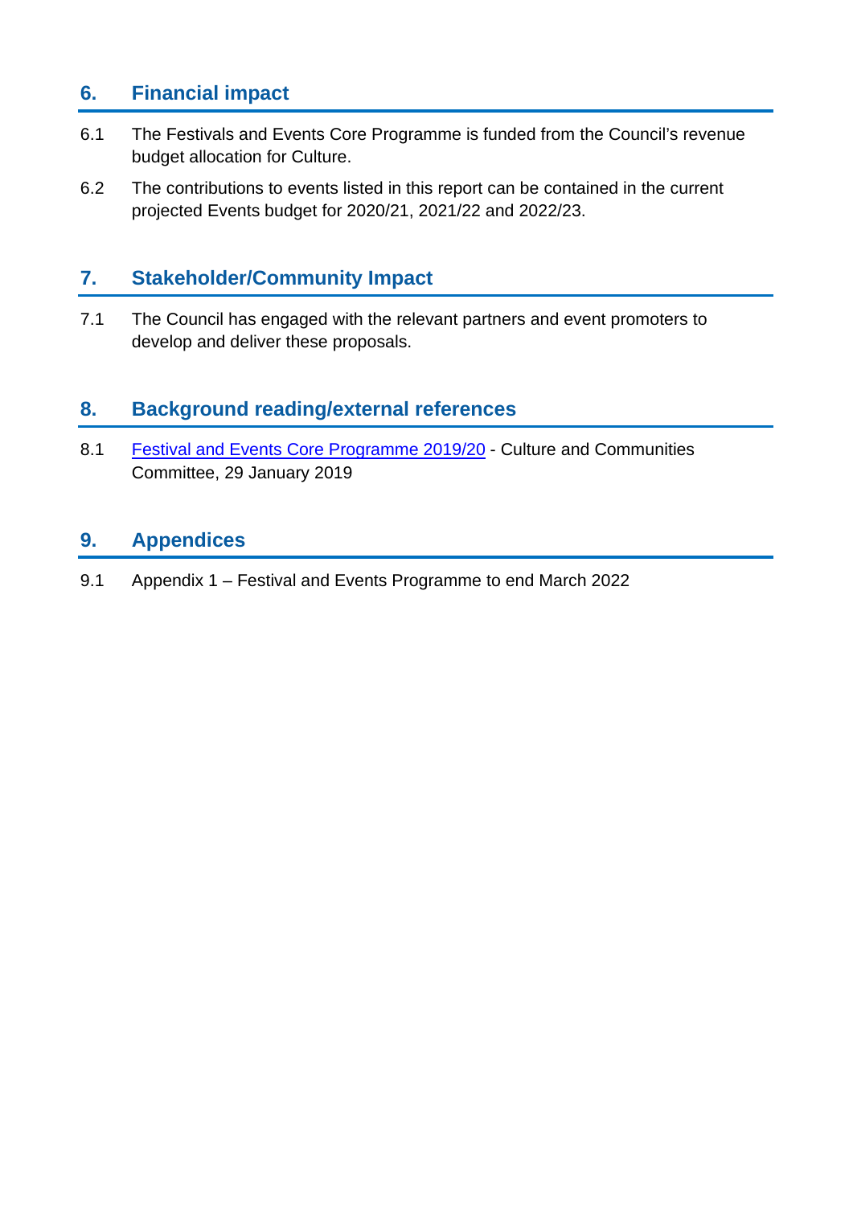## 6. Financial impact

6.1 The Festivals and Events Core Programme is funded from the Council's revenue budget allocation for Culture.

6.2 The contributions to events listed in this report can be contained in the current projected Events budget for 2020/21, 2021/22 and 2022/23.

## 7. Stakeholder/Community Impact

7.1 The Council has engaged with the relevant partners and event promoters to develop and deliver these proposals.

## 8. Background reading/external references

8.1 Festival and Events Core Programme 2019/20 - Culture and Communities Committee, 29 January 2019

## 9. Appendices

9.1 Appendix 1 – Festival and Events Programme to end March 2022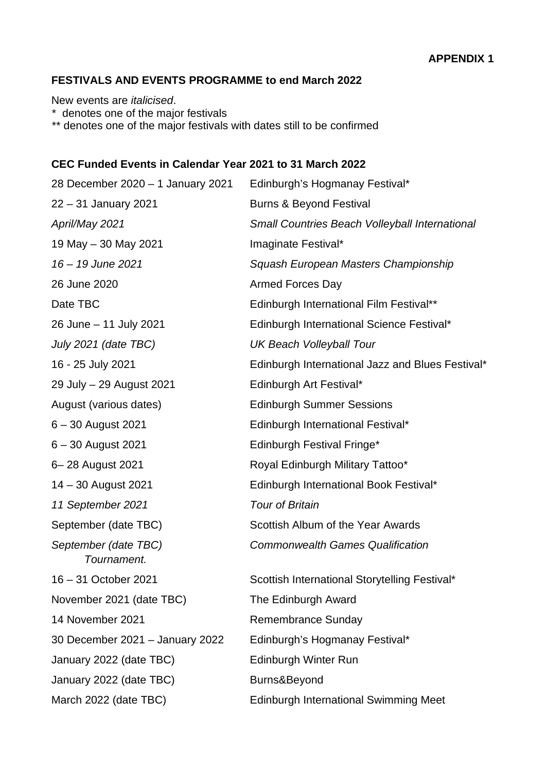**APPENDIX 1**

**FESTIVALS AND EVENTS PROGRAMME to end March 2022**

New events are *italicised*.
* denotes one of the major festivals
** denotes one of the major festivals with dates still to be confirmed

**CEC Funded Events in Calendar Year 2021 to 31 March 2022**

| | |
|---|---|
| 28 December 2020 – 1 January 2021 | Edinburgh's Hogmanay Festival* |
| 22 – 31 January 2021 | Burns & Beyond Festival |
| *April/May 2021* | *Small Countries Beach Volleyball International* |
| 19 May – 30 May 2021 | Imaginate Festival* |
| *16 – 19 June 2021* | *Squash European Masters Championship* |
| 26 June 2020 | Armed Forces Day |
| Date TBC | Edinburgh International Film Festival** |
| 26 June – 11 July 2021 | Edinburgh International Science Festival* |
| *July 2021 (date TBC)* | *UK Beach Volleyball Tour* |
| 16 - 25 July 2021 | Edinburgh International Jazz and Blues Festival* |
| 29 July – 29 August 2021 | Edinburgh Art Festival* |
| August (various dates) | Edinburgh Summer Sessions |
| 6 – 30 August 2021 | Edinburgh International Festival* |
| 6 – 30 August 2021 | Edinburgh Festival Fringe* |
| 6– 28 August 2021 | Royal Edinburgh Military Tattoo* |
| 14 – 30 August 2021 | Edinburgh International Book Festival* |
| *11 September 2021* | *Tour of Britain* |
| September (date TBC) | Scottish Album of the Year Awards |
| *September (date TBC)* | *Commonwealth Games Qualification Tournament.* |
| 16 – 31 October 2021 | Scottish International Storytelling Festival* |
| November 2021 (date TBC) | The Edinburgh Award |
| 14 November 2021 | Remembrance Sunday |
| 30 December 2021 – January 2022 | Edinburgh's Hogmanay Festival* |
| January 2022 (date TBC) | Edinburgh Winter Run |
| January 2022 (date TBC) | Burns&Beyond |
| March 2022 (date TBC) | Edinburgh International Swimming Meet |